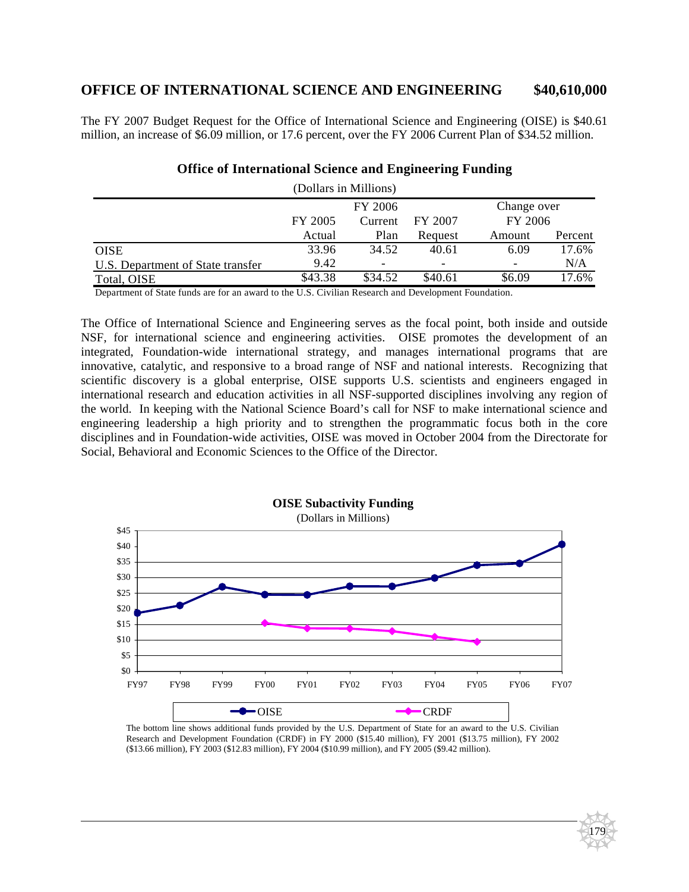## OFFICE OF INTERNATIONAL SCIENCE AND ENGINEERING $40,610,000

The FY 2007 Budget Request for the Office of International Science and Engineering (OISE) is $40.61 million, an increase of $6.09 million, or 17.6 percent, over the FY 2006 Current Plan of $34.52 million.

**Office of International Science and Engineering Funding**

(Dollars in Millions)

| | FY 2005 Actual | FY 2006 Current Plan | FY 2007 Request | Change over FY 2006 Amount | Change over FY 2006 Percent |
|---|---|---|---|---|---|
| OISE | 33.96 | 34.52 | 40.61 | 6.09 | 17.6% |
| U.S. Department of State transfer | 9.42 | - | - | - | N/A |
| Total, OISE | $43.38 | $34.52 | $40.61 | $6.09 | 17.6% |

Department of State funds are for an award to the U.S. Civilian Research and Development Foundation.

The Office of International Science and Engineering serves as the focal point, both inside and outside NSF, for international science and engineering activities. OISE promotes the development of an integrated, Foundation-wide international strategy, and manages international programs that are innovative, catalytic, and responsive to a broad range of NSF and national interests. Recognizing that scientific discovery is a global enterprise, OISE supports U.S. scientists and engineers engaged in international research and education activities in all NSF-supported disciplines involving any region of the world. In keeping with the National Science Board's call for NSF to make international science and engineering leadership a high priority and to strengthen the programmatic focus both in the core disciplines and in Foundation-wide activities, OISE was moved in October 2004 from the Directorate for Social, Behavioral and Economic Sciences to the Office of the Director.

**OISE Subactivity Funding**

(Dollars in Millions)

The bottom line shows additional funds provided by the U.S. Department of State for an award to the U.S. Civilian Research and Development Foundation (CRDF) in FY 2000 ($15.40 million), FY 2001 ($13.75 million), FY 2002 ($13.66 million), FY 2003 ($12.83 million), FY 2004 ($10.99 million), and FY 2005 ($9.42 million).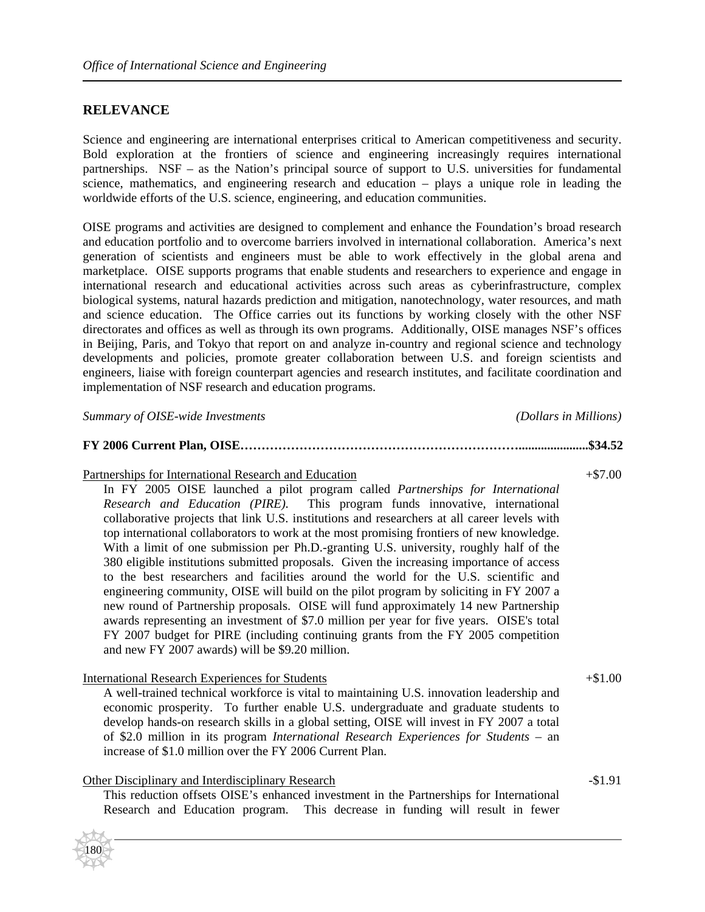## RELEVANCE

Science and engineering are international enterprises critical to American competitiveness and security. Bold exploration at the frontiers of science and engineering increasingly requires international partnerships. NSF – as the Nation's principal source of support to U.S. universities for fundamental science, mathematics, and engineering research and education – plays a unique role in leading the worldwide efforts of the U.S. science, engineering, and education communities.

OISE programs and activities are designed to complement and enhance the Foundation's broad research and education portfolio and to overcome barriers involved in international collaboration. America's next generation of scientists and engineers must be able to work effectively in the global arena and marketplace. OISE supports programs that enable students and researchers to experience and engage in international research and educational activities across such areas as cyberinfrastructure, complex biological systems, natural hazards prediction and mitigation, nanotechnology, water resources, and math and science education. The Office carries out its functions by working closely with the other NSF directorates and offices as well as through its own programs. Additionally, OISE manages NSF's offices in Beijing, Paris, and Tokyo that report on and analyze in-country and regional science and technology developments and policies, promote greater collaboration between U.S. and foreign scientists and engineers, liaise with foreign counterpart agencies and research institutes, and facilitate coordination and implementation of NSF research and education programs.

*Summary of OISE-wide Investments* *(Dollars in Millions)*

**FY 2006 Current Plan, OISE……………………………………………………………......................$34.52**

Partnerships for International Research and Education +$7.00

In FY 2005 OISE launched a pilot program called *Partnerships for International Research and Education (PIRE).* This program funds innovative, international collaborative projects that link U.S. institutions and researchers at all career levels with top international collaborators to work at the most promising frontiers of new knowledge. With a limit of one submission per Ph.D.-granting U.S. university, roughly half of the 380 eligible institutions submitted proposals. Given the increasing importance of access to the best researchers and facilities around the world for the U.S. scientific and engineering community, OISE will build on the pilot program by soliciting in FY 2007 a new round of Partnership proposals. OISE will fund approximately 14 new Partnership awards representing an investment of $7.0 million per year for five years. OISE's total FY 2007 budget for PIRE (including continuing grants from the FY 2005 competition and new FY 2007 awards) will be $9.20 million.

International Research Experiences for Students +$1.00

A well-trained technical workforce is vital to maintaining U.S. innovation leadership and economic prosperity. To further enable U.S. undergraduate and graduate students to develop hands-on research skills in a global setting, OISE will invest in FY 2007 a total of $2.0 million in its program *International Research Experiences for Students* – an increase of $1.0 million over the FY 2006 Current Plan.

Other Disciplinary and Interdisciplinary Research -$1.91

This reduction offsets OISE's enhanced investment in the Partnerships for International Research and Education program. This decrease in funding will result in fewer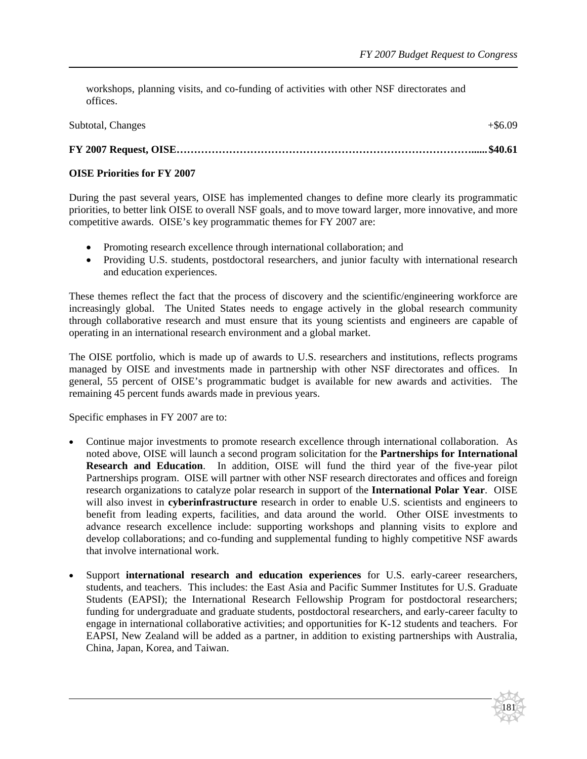workshops, planning visits, and co-funding of activities with other NSF directorates and offices.

Subtotal, Changes +$6.09

**FY 2007 Request, OISE…………………………………………………………………………...... $40.61**

**OISE Priorities for FY 2007**

During the past several years, OISE has implemented changes to define more clearly its programmatic priorities, to better link OISE to overall NSF goals, and to move toward larger, more innovative, and more competitive awards. OISE's key programmatic themes for FY 2007 are:

- Promoting research excellence through international collaboration; and
- Providing U.S. students, postdoctoral researchers, and junior faculty with international research and education experiences.

These themes reflect the fact that the process of discovery and the scientific/engineering workforce are increasingly global. The United States needs to engage actively in the global research community through collaborative research and must ensure that its young scientists and engineers are capable of operating in an international research environment and a global market.

The OISE portfolio, which is made up of awards to U.S. researchers and institutions, reflects programs managed by OISE and investments made in partnership with other NSF directorates and offices. In general, 55 percent of OISE's programmatic budget is available for new awards and activities. The remaining 45 percent funds awards made in previous years.

Specific emphases in FY 2007 are to:

- Continue major investments to promote research excellence through international collaboration. As noted above, OISE will launch a second program solicitation for the **Partnerships for International Research and Education**. In addition, OISE will fund the third year of the five-year pilot Partnerships program. OISE will partner with other NSF research directorates and offices and foreign research organizations to catalyze polar research in support of the **International Polar Year**. OISE will also invest in **cyberinfrastructure** research in order to enable U.S. scientists and engineers to benefit from leading experts, facilities, and data around the world. Other OISE investments to advance research excellence include: supporting workshops and planning visits to explore and develop collaborations; and co-funding and supplemental funding to highly competitive NSF awards that involve international work.

- Support **international research and education experiences** for U.S. early-career researchers, students, and teachers. This includes: the East Asia and Pacific Summer Institutes for U.S. Graduate Students (EAPSI); the International Research Fellowship Program for postdoctoral researchers; funding for undergraduate and graduate students, postdoctoral researchers, and early-career faculty to engage in international collaborative activities; and opportunities for K-12 students and teachers. For EAPSI, New Zealand will be added as a partner, in addition to existing partnerships with Australia, China, Japan, Korea, and Taiwan.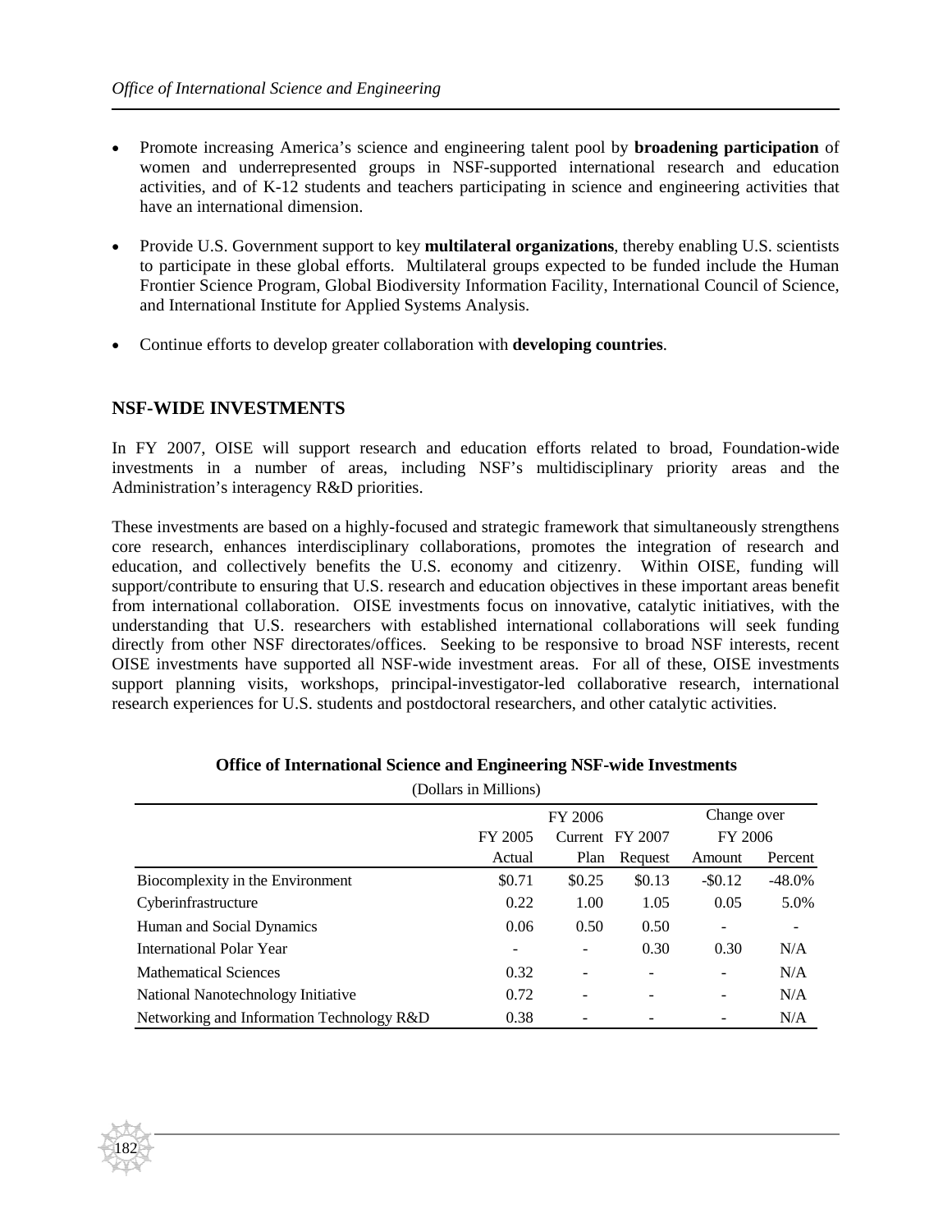- Promote increasing America's science and engineering talent pool by **broadening participation** of women and underrepresented groups in NSF-supported international research and education activities, and of K-12 students and teachers participating in science and engineering activities that have an international dimension.
- Provide U.S. Government support to key **multilateral organizations**, thereby enabling U.S. scientists to participate in these global efforts. Multilateral groups expected to be funded include the Human Frontier Science Program, Global Biodiversity Information Facility, International Council of Science, and International Institute for Applied Systems Analysis.
- Continue efforts to develop greater collaboration with **developing countries**.

## NSF-WIDE INVESTMENTS

In FY 2007, OISE will support research and education efforts related to broad, Foundation-wide investments in a number of areas, including NSF's multidisciplinary priority areas and the Administration's interagency R&D priorities.

These investments are based on a highly-focused and strategic framework that simultaneously strengthens core research, enhances interdisciplinary collaborations, promotes the integration of research and education, and collectively benefits the U.S. economy and citizenry. Within OISE, funding will support/contribute to ensuring that U.S. research and education objectives in these important areas benefit from international collaboration. OISE investments focus on innovative, catalytic initiatives, with the understanding that U.S. researchers with established international collaborations will seek funding directly from other NSF directorates/offices. Seeking to be responsive to broad NSF interests, recent OISE investments have supported all NSF-wide investment areas. For all of these, OISE investments support planning visits, workshops, principal-investigator-led collaborative research, international research experiences for U.S. students and postdoctoral researchers, and other catalytic activities.

**Office of International Science and Engineering NSF-wide Investments**

(Dollars in Millions)

| | FY 2005 Actual | FY 2006 Current Plan | FY 2007 Request | Change over FY 2006 Amount | Change over FY 2006 Percent |
|---|---|---|---|---|---|
| Biocomplexity in the Environment | $0.71 | $0.25 | $0.13 | -$0.12 | -48.0% |
| Cyberinfrastructure | 0.22 | 1.00 | 1.05 | 0.05 | 5.0% |
| Human and Social Dynamics | 0.06 | 0.50 | 0.50 | - | - |
| International Polar Year | - | - | 0.30 | 0.30 | N/A |
| Mathematical Sciences | 0.32 | - | - | - | N/A |
| National Nanotechnology Initiative | 0.72 | - | - | - | N/A |
| Networking and Information Technology R&D | 0.38 | - | - | - | N/A |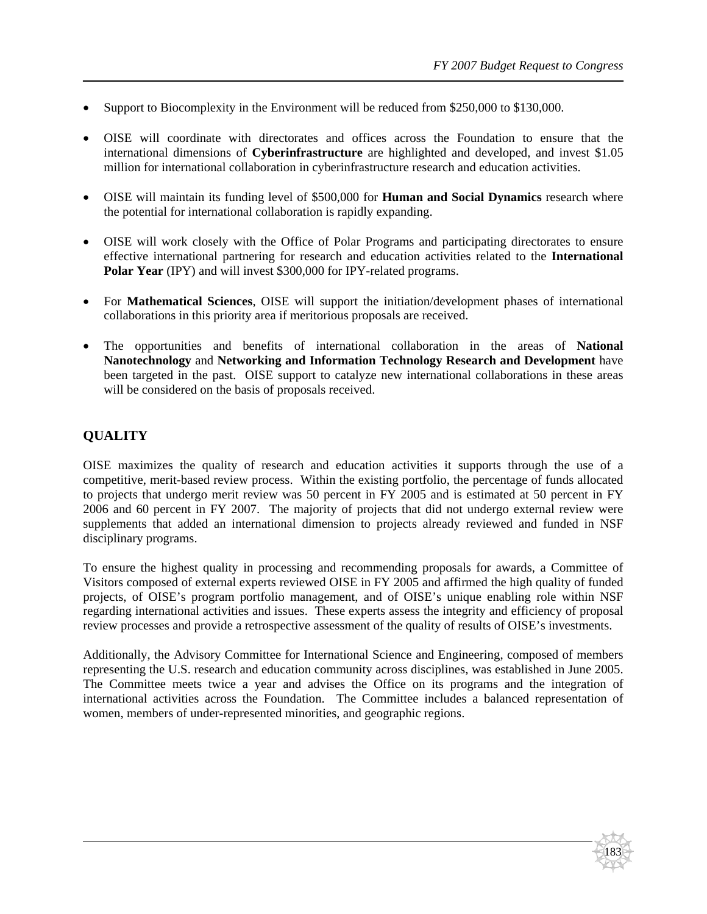- Support to Biocomplexity in the Environment will be reduced from $250,000 to $130,000.

- OISE will coordinate with directorates and offices across the Foundation to ensure that the international dimensions of **Cyberinfrastructure** are highlighted and developed, and invest $1.05 million for international collaboration in cyberinfrastructure research and education activities.

- OISE will maintain its funding level of $500,000 for **Human and Social Dynamics** research where the potential for international collaboration is rapidly expanding.

- OISE will work closely with the Office of Polar Programs and participating directorates to ensure effective international partnering for research and education activities related to the **International Polar Year** (IPY) and will invest $300,000 for IPY-related programs.

- For **Mathematical Sciences**, OISE will support the initiation/development phases of international collaborations in this priority area if meritorious proposals are received.

- The opportunities and benefits of international collaboration in the areas of **National Nanotechnology** and **Networking and Information Technology Research and Development** have been targeted in the past. OISE support to catalyze new international collaborations in these areas will be considered on the basis of proposals received.

## QUALITY

OISE maximizes the quality of research and education activities it supports through the use of a competitive, merit-based review process. Within the existing portfolio, the percentage of funds allocated to projects that undergo merit review was 50 percent in FY 2005 and is estimated at 50 percent in FY 2006 and 60 percent in FY 2007. The majority of projects that did not undergo external review were supplements that added an international dimension to projects already reviewed and funded in NSF disciplinary programs.

To ensure the highest quality in processing and recommending proposals for awards, a Committee of Visitors composed of external experts reviewed OISE in FY 2005 and affirmed the high quality of funded projects, of OISE's program portfolio management, and of OISE's unique enabling role within NSF regarding international activities and issues. These experts assess the integrity and efficiency of proposal review processes and provide a retrospective assessment of the quality of results of OISE's investments.

Additionally, the Advisory Committee for International Science and Engineering, composed of members representing the U.S. research and education community across disciplines, was established in June 2005. The Committee meets twice a year and advises the Office on its programs and the integration of international activities across the Foundation. The Committee includes a balanced representation of women, members of under-represented minorities, and geographic regions.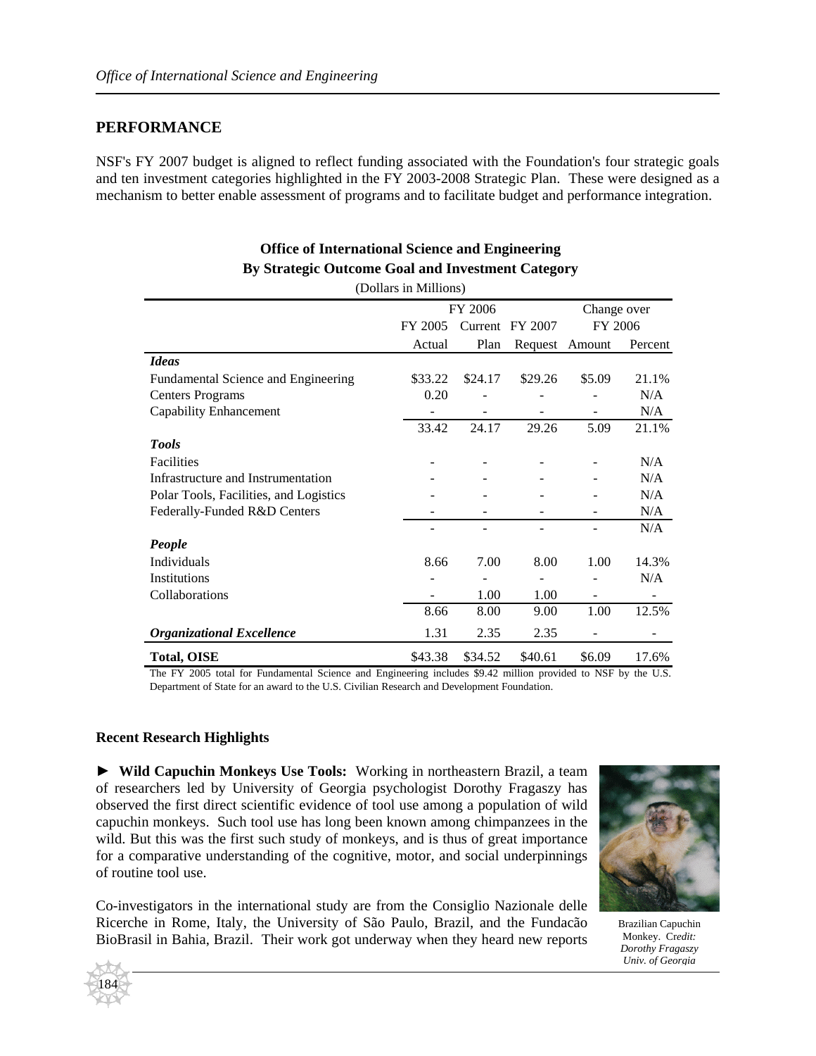## PERFORMANCE

NSF's FY 2007 budget is aligned to reflect funding associated with the Foundation's four strategic goals and ten investment categories highlighted in the FY 2003-2008 Strategic Plan. These were designed as a mechanism to better enable assessment of programs and to facilitate budget and performance integration.

**Office of International Science and Engineering**
**By Strategic Outcome Goal and Investment Category**
(Dollars in Millions)

| | FY 2005 Actual | FY 2006 Current Plan | FY 2007 Request | Change over FY 2006 Amount | Change over FY 2006 Percent |
|---|---|---|---|---|---|
| ***Ideas*** | | | | | |
| Fundamental Science and Engineering | $33.22 | $24.17 | $29.26 | $5.09 | 21.1% |
| Centers Programs | 0.20 | - | - | - | N/A |
| Capability Enhancement | - | - | - | - | N/A |
| | 33.42 | 24.17 | 29.26 | 5.09 | 21.1% |
| ***Tools*** | | | | | |
| Facilities | - | - | - | - | N/A |
| Infrastructure and Instrumentation | - | - | - | - | N/A |
| Polar Tools, Facilities, and Logistics | - | - | - | - | N/A |
| Federally-Funded R&D Centers | - | - | - | - | N/A |
| | - | - | - | - | N/A |
| ***People*** | | | | | |
| Individuals | 8.66 | 7.00 | 8.00 | 1.00 | 14.3% |
| Institutions | - | - | - | - | N/A |
| Collaborations | - | 1.00 | 1.00 | - | - |
| | 8.66 | 8.00 | 9.00 | 1.00 | 12.5% |
| ***Organizational Excellence*** | 1.31 | 2.35 | 2.35 | - | - |
| **Total, OISE** | $43.38 | $34.52 | $40.61 | $6.09 | 17.6% |

The FY 2005 total for Fundamental Science and Engineering includes $9.42 million provided to NSF by the U.S. Department of State for an award to the U.S. Civilian Research and Development Foundation.

### Recent Research Highlights

► **Wild Capuchin Monkeys Use Tools:** Working in northeastern Brazil, a team of researchers led by University of Georgia psychologist Dorothy Fragaszy has observed the first direct scientific evidence of tool use among a population of wild capuchin monkeys. Such tool use has long been known among chimpanzees in the wild. But this was the first such study of monkeys, and is thus of great importance for a comparative understanding of the cognitive, motor, and social underpinnings of routine tool use.

Brazilian Capuchin Monkey. C*redit: Dorothy Fragaszy Univ. of Georgia*

Co-investigators in the international study are from the Consiglio Nazionale delle Ricerche in Rome, Italy, the University of São Paulo, Brazil, and the Fundacão BioBrasil in Bahia, Brazil. Their work got underway when they heard new reports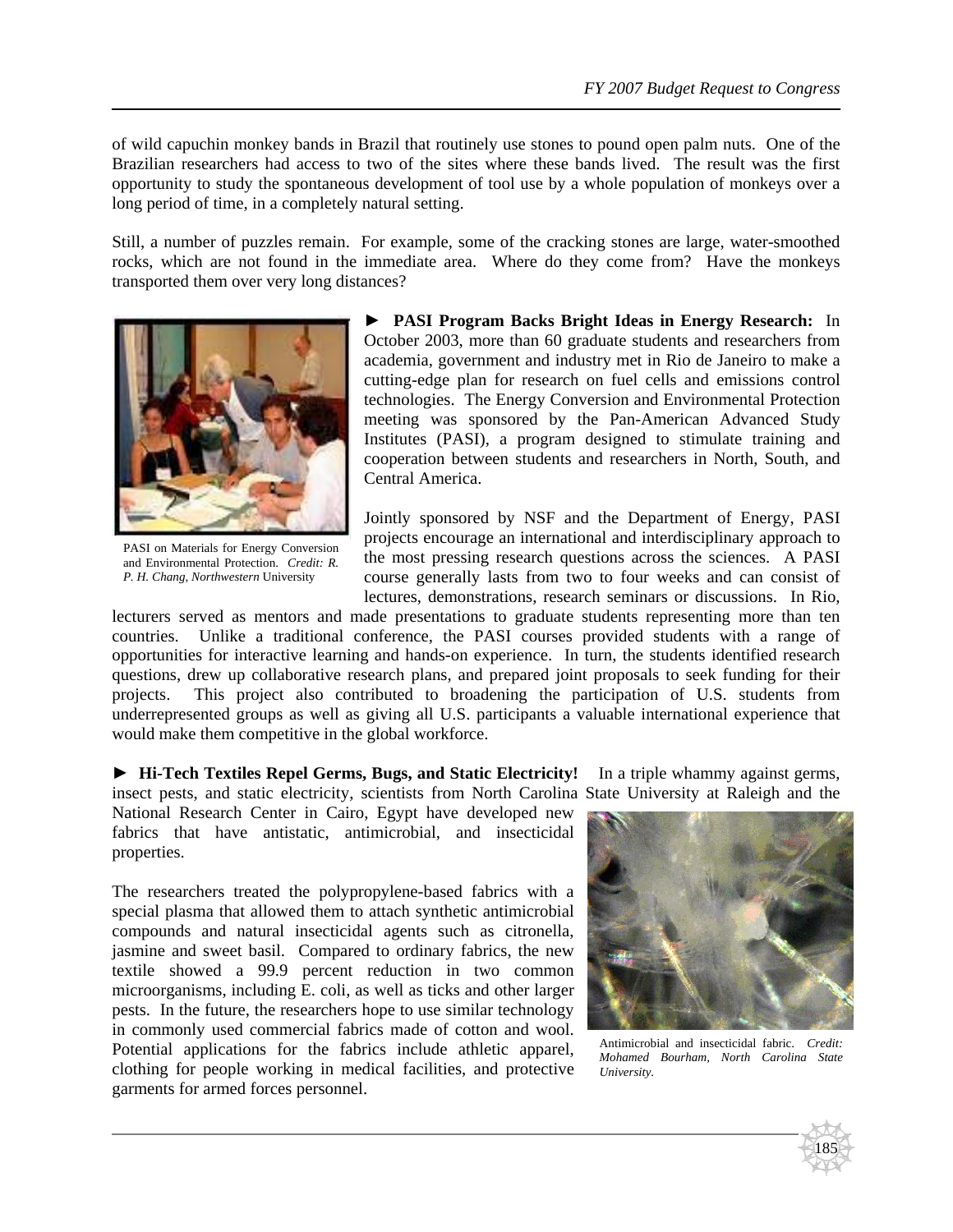of wild capuchin monkey bands in Brazil that routinely use stones to pound open palm nuts. One of the Brazilian researchers had access to two of the sites where these bands lived. The result was the first opportunity to study the spontaneous development of tool use by a whole population of monkeys over a long period of time, in a completely natural setting.

Still, a number of puzzles remain. For example, some of the cracking stones are large, water-smoothed rocks, which are not found in the immediate area. Where do they come from? Have the monkeys transported them over very long distances?

**► PASI Program Backs Bright Ideas in Energy Research:** In October 2003, more than 60 graduate students and researchers from academia, government and industry met in Rio de Janeiro to make a cutting-edge plan for research on fuel cells and emissions control technologies. The Energy Conversion and Environmental Protection meeting was sponsored by the Pan-American Advanced Study Institutes (PASI), a program designed to stimulate training and cooperation between students and researchers in North, South, and Central America.

PASI on Materials for Energy Conversion and Environmental Protection. *Credit: R. P. H. Chang, Northwestern* University

Jointly sponsored by NSF and the Department of Energy, PASI projects encourage an international and interdisciplinary approach to the most pressing research questions across the sciences. A PASI course generally lasts from two to four weeks and can consist of lectures, demonstrations, research seminars or discussions. In Rio, lecturers served as mentors and made presentations to graduate students representing more than ten countries. Unlike a traditional conference, the PASI courses provided students with a range of opportunities for interactive learning and hands-on experience. In turn, the students identified research questions, drew up collaborative research plans, and prepared joint proposals to seek funding for their projects. This project also contributed to broadening the participation of U.S. students from underrepresented groups as well as giving all U.S. participants a valuable international experience that would make them competitive in the global workforce.

**► Hi-Tech Textiles Repel Germs, Bugs, and Static Electricity!** In a triple whammy against germs, insect pests, and static electricity, scientists from North Carolina State University at Raleigh and the National Research Center in Cairo, Egypt have developed new fabrics that have antistatic, antimicrobial, and insecticidal properties.

The researchers treated the polypropylene-based fabrics with a special plasma that allowed them to attach synthetic antimicrobial compounds and natural insecticidal agents such as citronella, jasmine and sweet basil. Compared to ordinary fabrics, the new textile showed a 99.9 percent reduction in two common microorganisms, including E. coli, as well as ticks and other larger pests. In the future, the researchers hope to use similar technology in commonly used commercial fabrics made of cotton and wool. Potential applications for the fabrics include athletic apparel, clothing for people working in medical facilities, and protective garments for armed forces personnel.

Antimicrobial and insecticidal fabric. *Credit: Mohamed Bourham, North Carolina State University.*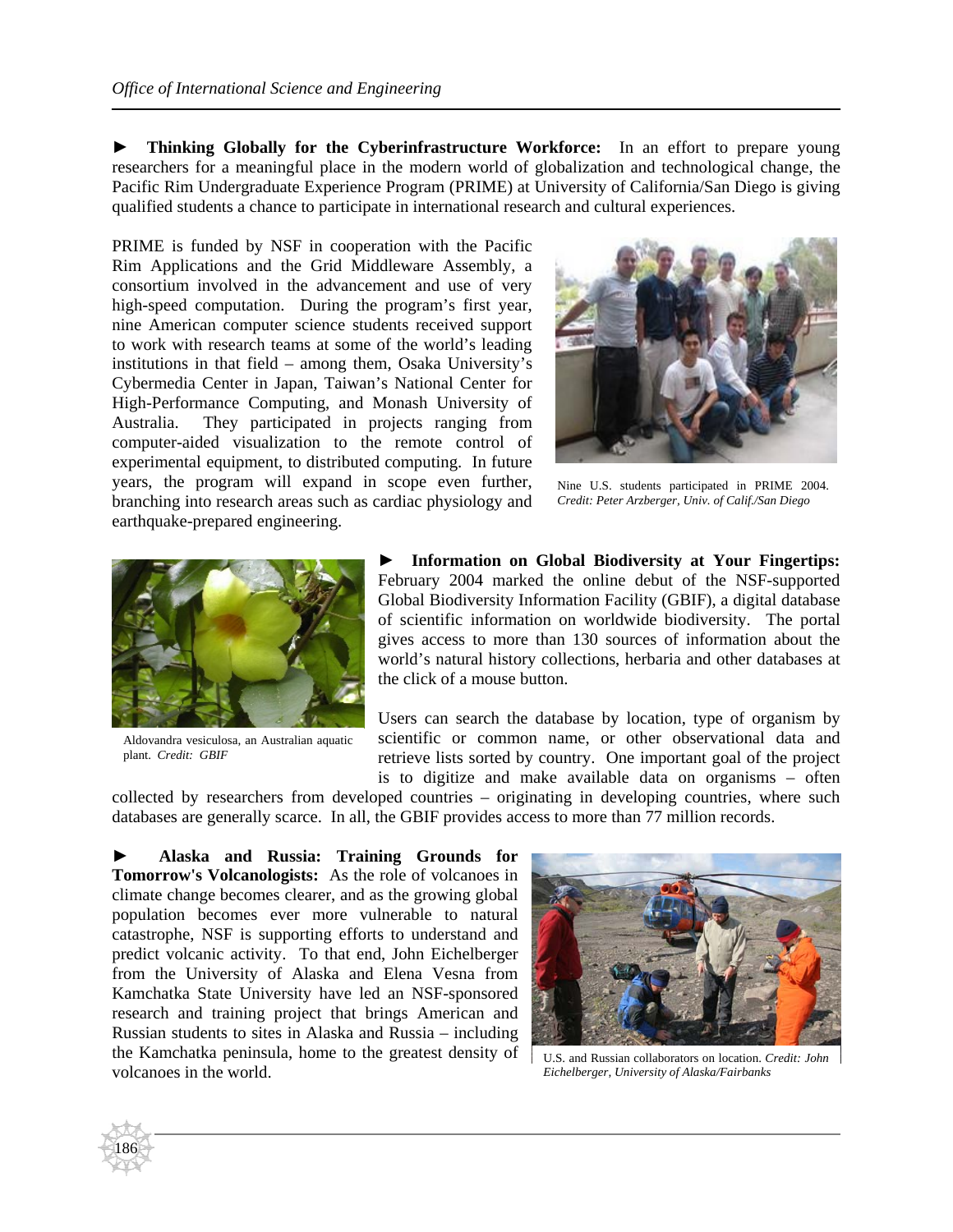► **Thinking Globally for the Cyberinfrastructure Workforce:** In an effort to prepare young researchers for a meaningful place in the modern world of globalization and technological change, the Pacific Rim Undergraduate Experience Program (PRIME) at University of California/San Diego is giving qualified students a chance to participate in international research and cultural experiences.

PRIME is funded by NSF in cooperation with the Pacific Rim Applications and the Grid Middleware Assembly, a consortium involved in the advancement and use of very high-speed computation. During the program's first year, nine American computer science students received support to work with research teams at some of the world's leading institutions in that field – among them, Osaka University's Cybermedia Center in Japan, Taiwan's National Center for High-Performance Computing, and Monash University of Australia. They participated in projects ranging from computer-aided visualization to the remote control of experimental equipment, to distributed computing. In future years, the program will expand in scope even further, branching into research areas such as cardiac physiology and earthquake-prepared engineering.

Nine U.S. students participated in PRIME 2004. *Credit: Peter Arzberger, Univ. of Calif./San Diego*

► **Information on Global Biodiversity at Your Fingertips:** February 2004 marked the online debut of the NSF-supported Global Biodiversity Information Facility (GBIF), a digital database of scientific information on worldwide biodiversity. The portal gives access to more than 130 sources of information about the world's natural history collections, herbaria and other databases at the click of a mouse button.

Users can search the database by location, type of organism by scientific or common name, or other observational data and retrieve lists sorted by country. One important goal of the project is to digitize and make available data on organisms – often collected by researchers from developed countries – originating in developing countries, where such databases are generally scarce. In all, the GBIF provides access to more than 77 million records.

Aldovandra vesiculosa, an Australian aquatic plant. *Credit: GBIF*

► **Alaska and Russia: Training Grounds for Tomorrow's Volcanologists:** As the role of volcanoes in climate change becomes clearer, and as the growing global population becomes ever more vulnerable to natural catastrophe, NSF is supporting efforts to understand and predict volcanic activity. To that end, John Eichelberger from the University of Alaska and Elena Vesna from Kamchatka State University have led an NSF-sponsored research and training project that brings American and Russian students to sites in Alaska and Russia – including the Kamchatka peninsula, home to the greatest density of volcanoes in the world.

U.S. and Russian collaborators on location. *Credit: John Eichelberger, University of Alaska/Fairbanks*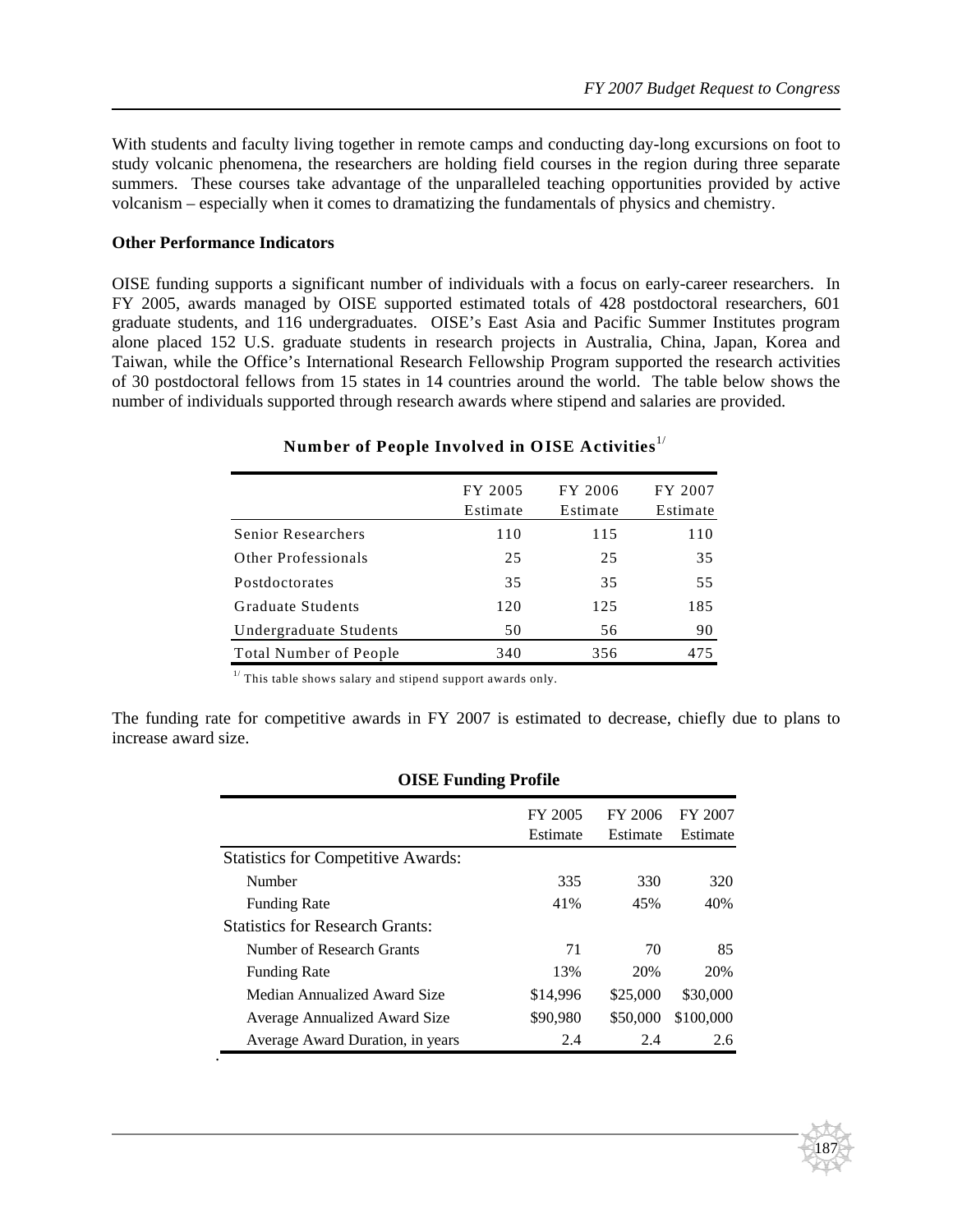With students and faculty living together in remote camps and conducting day-long excursions on foot to study volcanic phenomena, the researchers are holding field courses in the region during three separate summers. These courses take advantage of the unparalleled teaching opportunities provided by active volcanism – especially when it comes to dramatizing the fundamentals of physics and chemistry.

**Other Performance Indicators**

OISE funding supports a significant number of individuals with a focus on early-career researchers. In FY 2005, awards managed by OISE supported estimated totals of 428 postdoctoral researchers, 601 graduate students, and 116 undergraduates. OISE's East Asia and Pacific Summer Institutes program alone placed 152 U.S. graduate students in research projects in Australia, China, Japan, Korea and Taiwan, while the Office's International Research Fellowship Program supported the research activities of 30 postdoctoral fellows from 15 states in 14 countries around the world. The table below shows the number of individuals supported through research awards where stipend and salaries are provided.

**Number of People Involved in OISE Activities**[1/]

| | FY 2005 Estimate | FY 2006 Estimate | FY 2007 Estimate |
|---|---|---|---|
| Senior Researchers | 110 | 115 | 110 |
| Other Professionals | 25 | 25 | 35 |
| Postdoctorates | 35 | 35 | 55 |
| Graduate Students | 120 | 125 | 185 |
| Undergraduate Students | 50 | 56 | 90 |
| Total Number of People | 340 | 356 | 475 |

[1/] This table shows salary and stipend support awards only.

The funding rate for competitive awards in FY 2007 is estimated to decrease, chiefly due to plans to increase award size.

**OISE Funding Profile**

| | FY 2005 Estimate | FY 2006 Estimate | FY 2007 Estimate |
|---|---|---|---|
| Statistics for Competitive Awards: | | | |
| Number | 335 | 330 | 320 |
| Funding Rate | 41% | 45% | 40% |
| Statistics for Research Grants: | | | |
| Number of Research Grants | 71 | 70 | 85 |
| Funding Rate | 13% | 20% | 20% |
| Median Annualized Award Size | $14,996 | $25,000 | $30,000 |
| Average Annualized Award Size | $90,980 | $50,000 | $100,000 |
| Average Award Duration, in years | 2.4 | 2.4 | 2.6 |